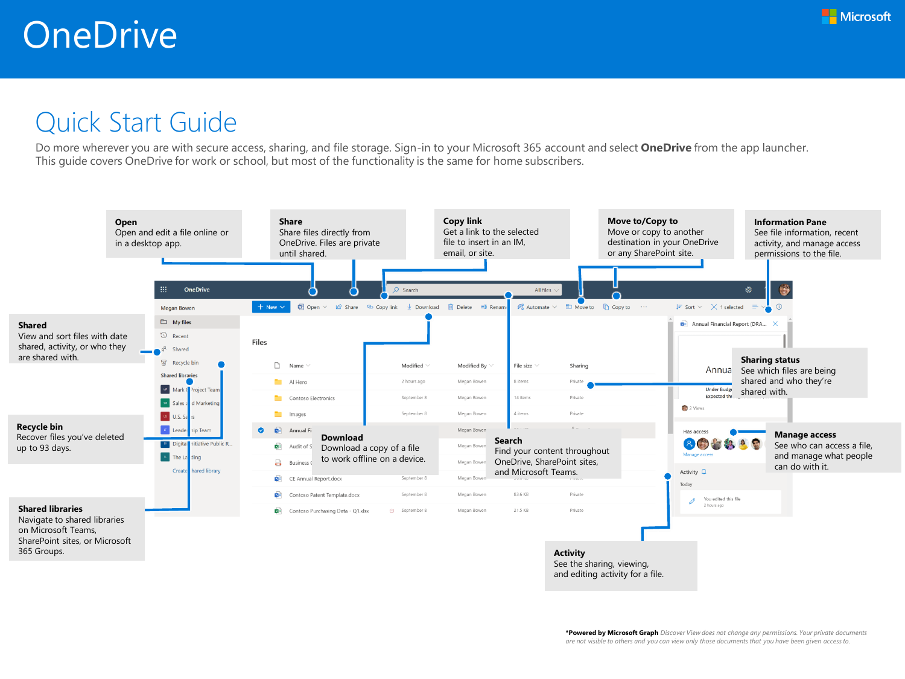# OneDrive

Microsoft

## Quick Start Guide

Do more wherever you are with secure access, sharing, and file storage. Sign-in to your Microsoft 365 account and select **OneDrive** from the app launcher. This guide covers OneDrive for work or school, but most of the functionality is the same for home subscribers.

**Open**
Open and edit a file online or in a desktop app.

**Share**
Share files directly from OneDrive. Files are private until shared.

**Copy link**
Get a link to the selected file to insert in an IM, email, or site.

**Move to/Copy to**
Move or copy to another destination in your OneDrive or any SharePoint site.

**Information Pane**
See file information, recent activity, and manage access permissions to the file.

**Shared**
View and sort files with date shared, activity, or who they are shared with.

**Recycle bin**
Recover files you've deleted up to 93 days.

**Shared libraries**
Navigate to shared libraries on Microsoft Teams, SharePoint sites, or Microsoft 365 Groups.

**Download**
Download a copy of a file to work offline on a device.

**Search**
Find your content throughout OneDrive, SharePoint sites, and Microsoft Teams.

**Sharing status**
See which files are being shared and who they're shared with.

**Manage access**
See who can access a file, and manage what people can do with it.

**Activity**
See the sharing, viewing, and editing activity for a file.

***Powered by Microsoft Graph** *Discover View does not change any permissions. Your private documents are not visible to others and you can view only those documents that you have been given access to.*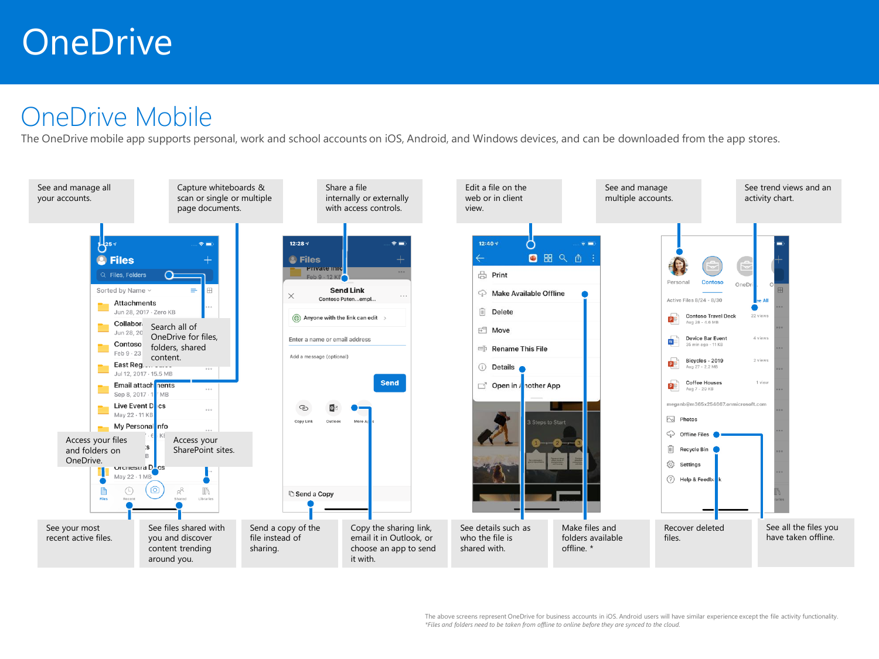# OneDrive

## OneDrive Mobile

The OneDrive mobile app supports personal, work and school accounts on iOS, Android, and Windows devices, and can be downloaded from the app stores.

- See and manage all your accounts.
- Capture whiteboards & scan or single or multiple page documents.
- Share a file internally or externally with access controls.
- Edit a file on the web or in client view.
- See and manage multiple accounts.
- See trend views and an activity chart.
- Search all of OneDrive for files, folders, shared content.
- Access your files and folders on OneDrive.
- Access your SharePoint sites.
- See your most recent active files.
- See files shared with you and discover content trending around you.
- Send a copy of the file instead of sharing.
- Copy the sharing link, email it in Outlook, or choose an app to send it with.
- See details such as who the file is shared with.
- Make files and folders available offline. *
- Recover deleted files.
- See all the files you have taken offline.

The above screens represent OneDrive for business accounts in iOS. Android users will have similar experience except the file activity functionality.
*Files and folders need to be taken from offline to online before they are synced to the cloud.*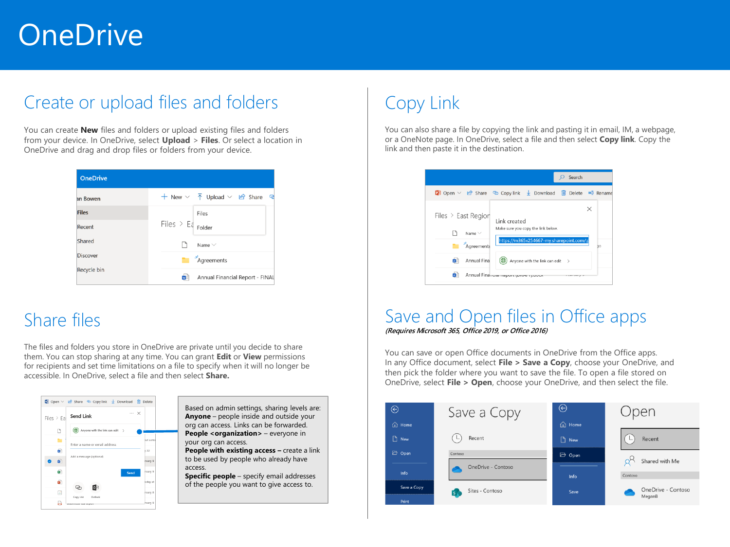# OneDrive

## Create or upload files and folders

You can create **New** files and folders or upload existing files and folders from your device. In OneDrive, select **Upload** > **Files**. Or select a location in OneDrive and drag and drop files or folders from your device.

## Share files

The files and folders you store in OneDrive are private until you decide to share them. You can stop sharing at any time. You can grant **Edit** or **View** permissions for recipients and set time limitations on a file to specify when it will no longer be accessible. In OneDrive, select a file and then select **Share.**

Based on admin settings, sharing levels are:
**Anyone** – people inside and outside your org can access. Links can be forwarded.
**People <organization>** – everyone in your org can access.
**People with existing access –** create a link to be used by people who already have access.
**Specific people** – specify email addresses of the people you want to give access to.

## Copy Link

You can also share a file by copying the link and pasting it in email, IM, a webpage, or a OneNote page. In OneDrive, select a file and then select **Copy link**. Copy the link and then paste it in the destination.

## Save and Open files in Office apps

*(Requires Microsoft 365, Office 2019, or Office 2016)*

You can save or open Office documents in OneDrive from the Office apps. In any Office document, select **File > Save a Copy**, choose your OneDrive, and then pick the folder where you want to save the file. To open a file stored on OneDrive, select **File > Open**, choose your OneDrive, and then select the file.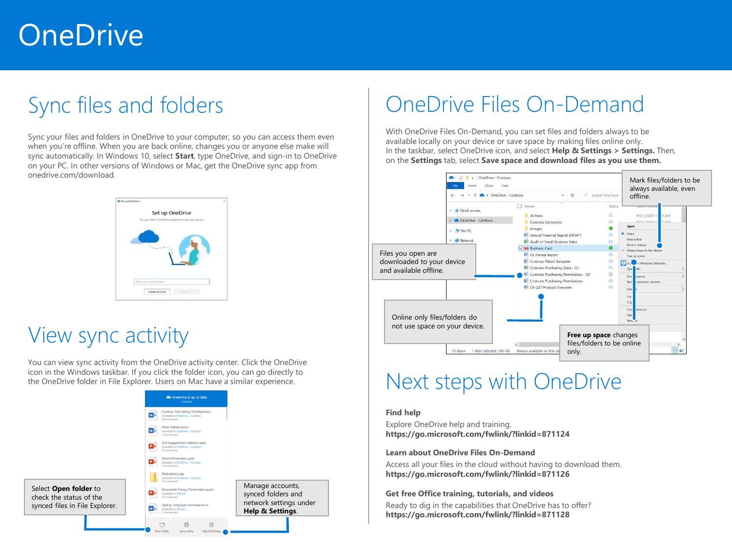# OneDrive

## Sync files and folders

Sync your files and folders in OneDrive to your computer, so you can access them even when you're offline. When you are back online, changes you or anyone else make will sync automatically. In Windows 10, select **Start**, type OneDrive, and sign-in to OneDrive on your PC. In other versions of Windows or Mac, get the OneDrive sync app from onedrive.com/download.

## View sync activity

You can view sync activity from the OneDrive activity center. Click the OneDrive icon in the Windows taskbar. If you click the folder icon, you can go directly to the OneDrive folder in File Explorer. Users on Mac have a similar experience.

Select **Open folder** to check the status of the synced files in File Explorer.

Manage accounts, synced folders and network settings under **Help & Settings**.

## OneDrive Files On-Demand

With OneDrive Files On-Demand, you can set files and folders always to be available locally on your device or save space by making files online only. In the taskbar, select OneDrive icon, and select **Help & Settings > Settings.** Then, on the **Settings** tab, select **Save space and download files as you use them.**

Mark files/folders to be always available, even offline.

Files you open are downloaded to your device and available offline.

Online only files/folders do not use space on your device.

**Free up space** changes files/folders to be online only.

## Next steps with OneDrive

**Find help**

Explore OneDrive help and training.
**https://go.microsoft.com/fwlink/?linkid=871124**

**Learn about OneDrive Files On-Demand**

Access all your files in the cloud without having to download them.
**https://go.microsoft.com/fwlink/?linkid=871126**

**Get free Office training, tutorials, and videos**

Ready to dig in the capabilities that OneDrive has to offer?
**https://go.microsoft.com/fwlink/?linkid=871128**